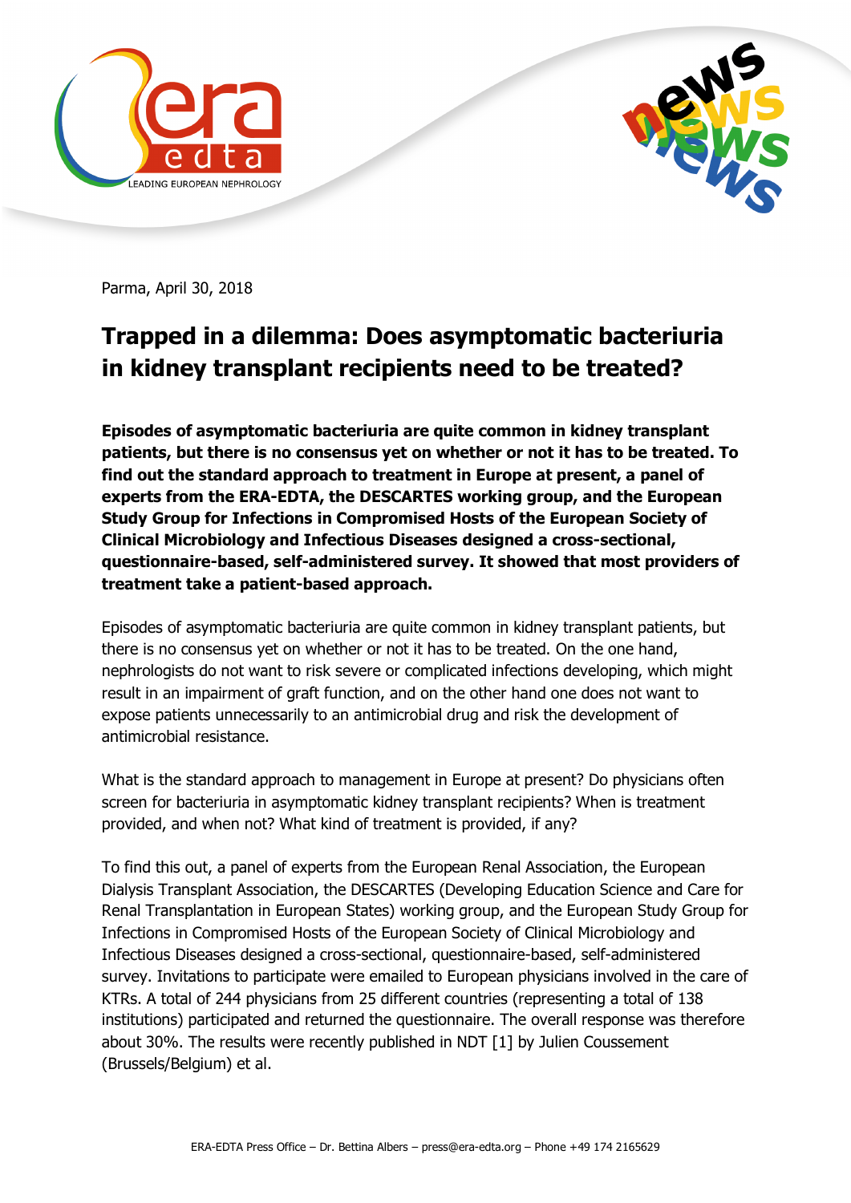Parma, April 30, 2018

# Trapped in a dilemma: Does asymptomatic bacteriuria in kidney transplant recipients need to be treated?

**Episodes of asymptomatic bacteriuria are quite common in kidney transplant patients, but there is no consensus yet on whether or not it has to be treated. To find out the standard approach to treatment in Europe at present, a panel of experts from the ERA-EDTA, the DESCARTES working group, and the European Study Group for Infections in Compromised Hosts of the European Society of Clinical Microbiology and Infectious Diseases designed a cross-sectional, questionnaire-based, self-administered survey. It showed that most providers of treatment take a patient-based approach.**

Episodes of asymptomatic bacteriuria are quite common in kidney transplant patients, but there is no consensus yet on whether or not it has to be treated. On the one hand, nephrologists do not want to risk severe or complicated infections developing, which might result in an impairment of graft function, and on the other hand one does not want to expose patients unnecessarily to an antimicrobial drug and risk the development of antimicrobial resistance.

What is the standard approach to management in Europe at present? Do physicians often screen for bacteriuria in asymptomatic kidney transplant recipients? When is treatment provided, and when not? What kind of treatment is provided, if any?

To find this out, a panel of experts from the European Renal Association, the European Dialysis Transplant Association, the DESCARTES (Developing Education Science and Care for Renal Transplantation in European States) working group, and the European Study Group for Infections in Compromised Hosts of the European Society of Clinical Microbiology and Infectious Diseases designed a cross-sectional, questionnaire-based, self-administered survey. Invitations to participate were emailed to European physicians involved in the care of KTRs. A total of 244 physicians from 25 different countries (representing a total of 138 institutions) participated and returned the questionnaire. The overall response was therefore about 30%. The results were recently published in NDT [1] by Julien Coussement (Brussels/Belgium) et al.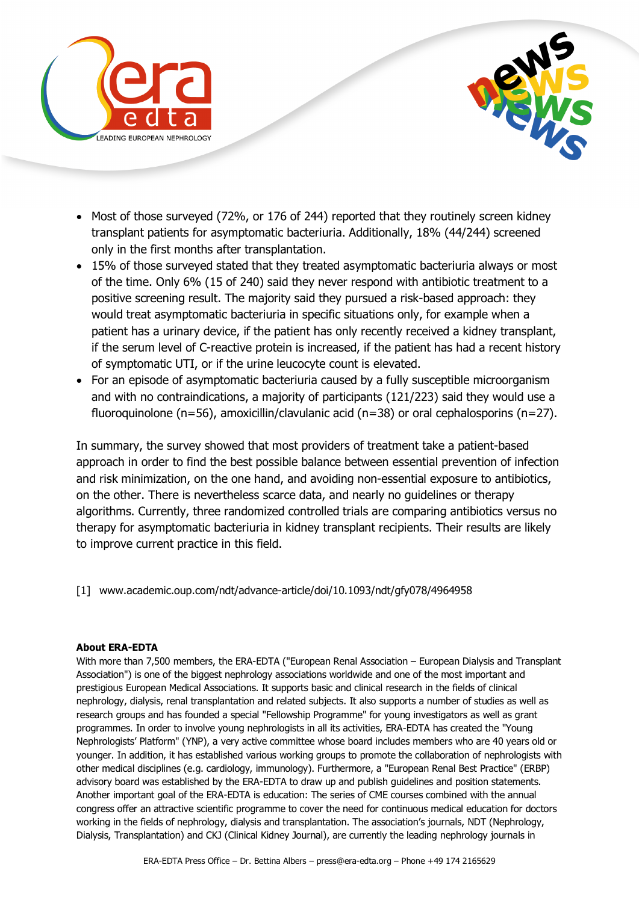- Most of those surveyed (72%, or 176 of 244) reported that they routinely screen kidney transplant patients for asymptomatic bacteriuria. Additionally, 18% (44/244) screened only in the first months after transplantation.
- 15% of those surveyed stated that they treated asymptomatic bacteriuria always or most of the time. Only 6% (15 of 240) said they never respond with antibiotic treatment to a positive screening result. The majority said they pursued a risk-based approach: they would treat asymptomatic bacteriuria in specific situations only, for example when a patient has a urinary device, if the patient has only recently received a kidney transplant, if the serum level of C-reactive protein is increased, if the patient has had a recent history of symptomatic UTI, or if the urine leucocyte count is elevated.
- For an episode of asymptomatic bacteriuria caused by a fully susceptible microorganism and with no contraindications, a majority of participants (121/223) said they would use a fluoroquinolone (n=56), amoxicillin/clavulanic acid (n=38) or oral cephalosporins (n=27).

In summary, the survey showed that most providers of treatment take a patient-based approach in order to find the best possible balance between essential prevention of infection and risk minimization, on the one hand, and avoiding non-essential exposure to antibiotics, on the other. There is nevertheless scarce data, and nearly no guidelines or therapy algorithms. Currently, three randomized controlled trials are comparing antibiotics versus no therapy for asymptomatic bacteriuria in kidney transplant recipients. Their results are likely to improve current practice in this field.

[1] www.academic.oup.com/ndt/advance-article/doi/10.1093/ndt/gfy078/4964958

**About ERA-EDTA**

With more than 7,500 members, the ERA-EDTA ("European Renal Association – European Dialysis and Transplant Association") is one of the biggest nephrology associations worldwide and one of the most important and prestigious European Medical Associations. It supports basic and clinical research in the fields of clinical nephrology, dialysis, renal transplantation and related subjects. It also supports a number of studies as well as research groups and has founded a special "Fellowship Programme" for young investigators as well as grant programmes. In order to involve young nephrologists in all its activities, ERA-EDTA has created the "Young Nephrologists' Platform" (YNP), a very active committee whose board includes members who are 40 years old or younger. In addition, it has established various working groups to promote the collaboration of nephrologists with other medical disciplines (e.g. cardiology, immunology). Furthermore, a "European Renal Best Practice" (ERBP) advisory board was established by the ERA-EDTA to draw up and publish guidelines and position statements. Another important goal of the ERA-EDTA is education: The series of CME courses combined with the annual congress offer an attractive scientific programme to cover the need for continuous medical education for doctors working in the fields of nephrology, dialysis and transplantation. The association's journals, NDT (Nephrology, Dialysis, Transplantation) and CKJ (Clinical Kidney Journal), are currently the leading nephrology journals in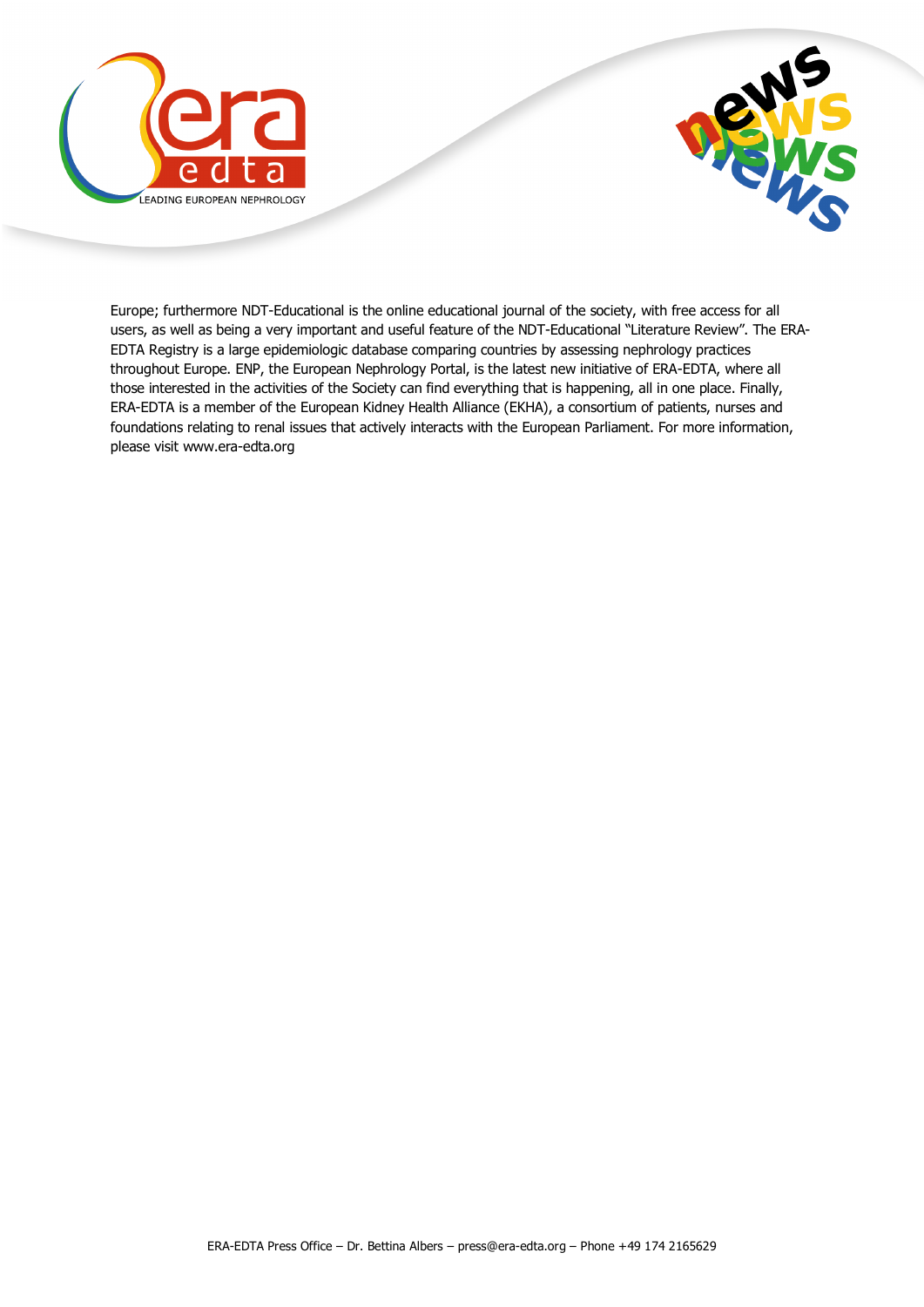Europe; furthermore NDT-Educational is the online educational journal of the society, with free access for all users, as well as being a very important and useful feature of the NDT-Educational "Literature Review". The ERA-EDTA Registry is a large epidemiologic database comparing countries by assessing nephrology practices throughout Europe. ENP, the European Nephrology Portal, is the latest new initiative of ERA-EDTA, where all those interested in the activities of the Society can find everything that is happening, all in one place. Finally, ERA-EDTA is a member of the European Kidney Health Alliance (EKHA), a consortium of patients, nurses and foundations relating to renal issues that actively interacts with the European Parliament. For more information, please visit www.era-edta.org